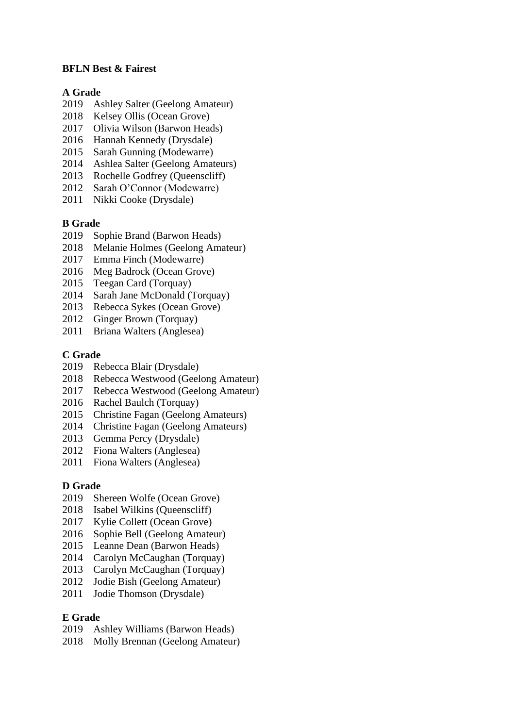**BFLN Best & Fairest**

**A Grade**
2019 Ashley Salter (Geelong Amateur)
2018 Kelsey Ollis (Ocean Grove)
2017 Olivia Wilson (Barwon Heads)
2016 Hannah Kennedy (Drysdale)
2015 Sarah Gunning (Modewarre)
2014 Ashlea Salter (Geelong Amateurs)
2013 Rochelle Godfrey (Queenscliff)
2012 Sarah O'Connor (Modewarre)
2011 Nikki Cooke (Drysdale)

**B Grade**
2019 Sophie Brand (Barwon Heads)
2018 Melanie Holmes (Geelong Amateur)
2017 Emma Finch (Modewarre)
2016 Meg Badrock (Ocean Grove)
2015 Teegan Card (Torquay)
2014 Sarah Jane McDonald (Torquay)
2013 Rebecca Sykes (Ocean Grove)
2012 Ginger Brown (Torquay)
2011 Briana Walters (Anglesea)

**C Grade**
2019 Rebecca Blair (Drysdale)
2018 Rebecca Westwood (Geelong Amateur)
2017 Rebecca Westwood (Geelong Amateur)
2016 Rachel Baulch (Torquay)
2015 Christine Fagan (Geelong Amateurs)
2014 Christine Fagan (Geelong Amateurs)
2013 Gemma Percy (Drysdale)
2012 Fiona Walters (Anglesea)
2011 Fiona Walters (Anglesea)

**D Grade**
2019 Shereen Wolfe (Ocean Grove)
2018 Isabel Wilkins (Queenscliff)
2017 Kylie Collett (Ocean Grove)
2016 Sophie Bell (Geelong Amateur)
2015 Leanne Dean (Barwon Heads)
2014 Carolyn McCaughan (Torquay)
2013 Carolyn McCaughan (Torquay)
2012 Jodie Bish (Geelong Amateur)
2011 Jodie Thomson (Drysdale)

**E Grade**
2019 Ashley Williams (Barwon Heads)
2018 Molly Brennan (Geelong Amateur)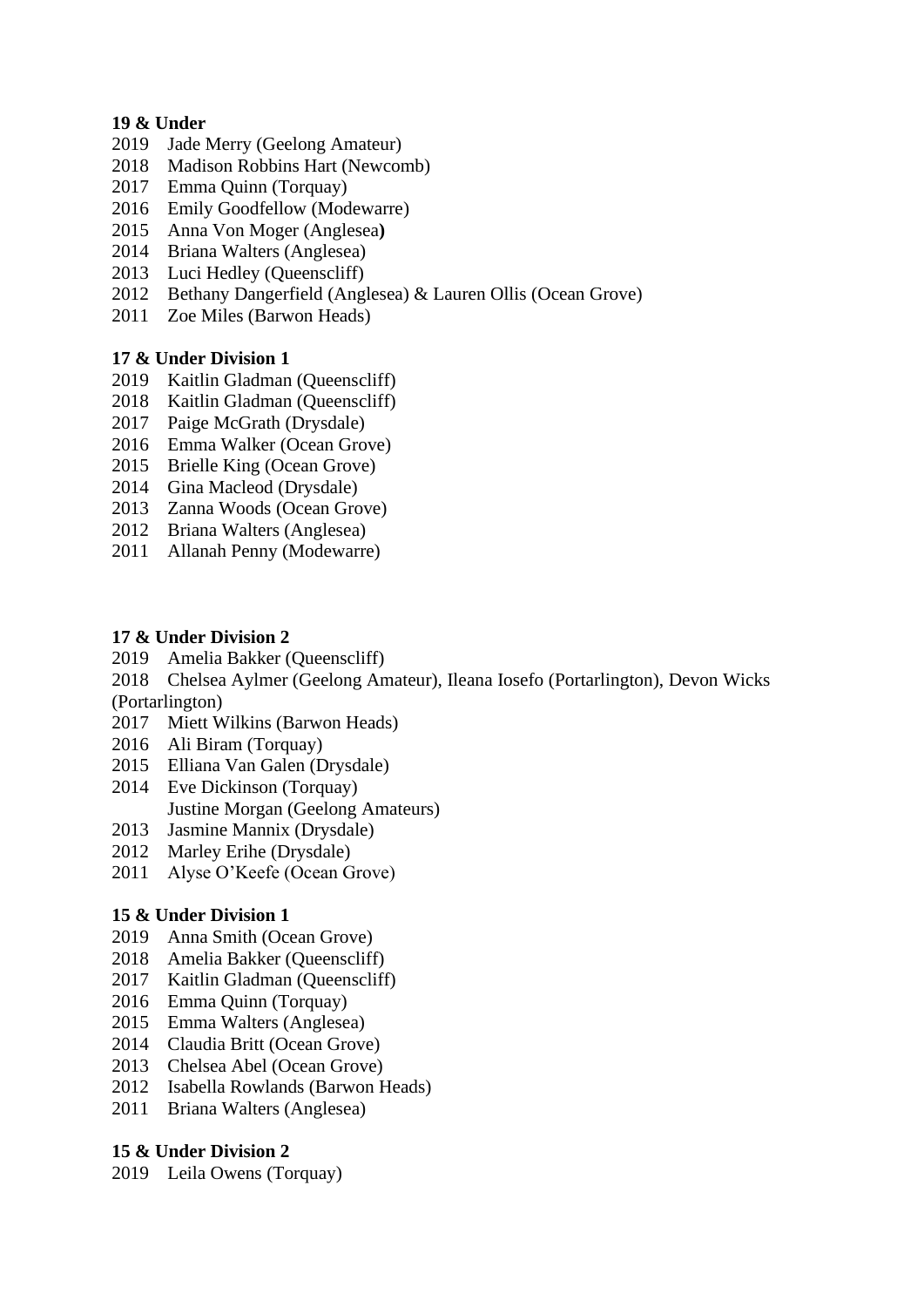**19 & Under**

2019 Jade Merry (Geelong Amateur)
2018 Madison Robbins Hart (Newcomb)
2017 Emma Quinn (Torquay)
2016 Emily Goodfellow (Modewarre)
2015 Anna Von Moger (Anglesea**)**
2014 Briana Walters (Anglesea)
2013 Luci Hedley (Queenscliff)
2012 Bethany Dangerfield (Anglesea) & Lauren Ollis (Ocean Grove)
2011 Zoe Miles (Barwon Heads)

**17 & Under Division 1**

2019 Kaitlin Gladman (Queenscliff)
2018 Kaitlin Gladman (Queenscliff)
2017 Paige McGrath (Drysdale)
2016 Emma Walker (Ocean Grove)
2015 Brielle King (Ocean Grove)
2014 Gina Macleod (Drysdale)
2013 Zanna Woods (Ocean Grove)
2012 Briana Walters (Anglesea)
2011 Allanah Penny (Modewarre)

**17 & Under Division 2**

2019 Amelia Bakker (Queenscliff)
2018 Chelsea Aylmer (Geelong Amateur), Ileana Iosefo (Portarlington), Devon Wicks (Portarlington)
2017 Miett Wilkins (Barwon Heads)
2016 Ali Biram (Torquay)
2015 Elliana Van Galen (Drysdale)
2014 Eve Dickinson (Torquay)
Justine Morgan (Geelong Amateurs)
2013 Jasmine Mannix (Drysdale)
2012 Marley Erihe (Drysdale)
2011 Alyse O'Keefe (Ocean Grove)

**15 & Under Division 1**

2019 Anna Smith (Ocean Grove)
2018 Amelia Bakker (Queenscliff)
2017 Kaitlin Gladman (Queenscliff)
2016 Emma Quinn (Torquay)
2015 Emma Walters (Anglesea)
2014 Claudia Britt (Ocean Grove)
2013 Chelsea Abel (Ocean Grove)
2012 Isabella Rowlands (Barwon Heads)
2011 Briana Walters (Anglesea)

**15 & Under Division 2**

2019 Leila Owens (Torquay)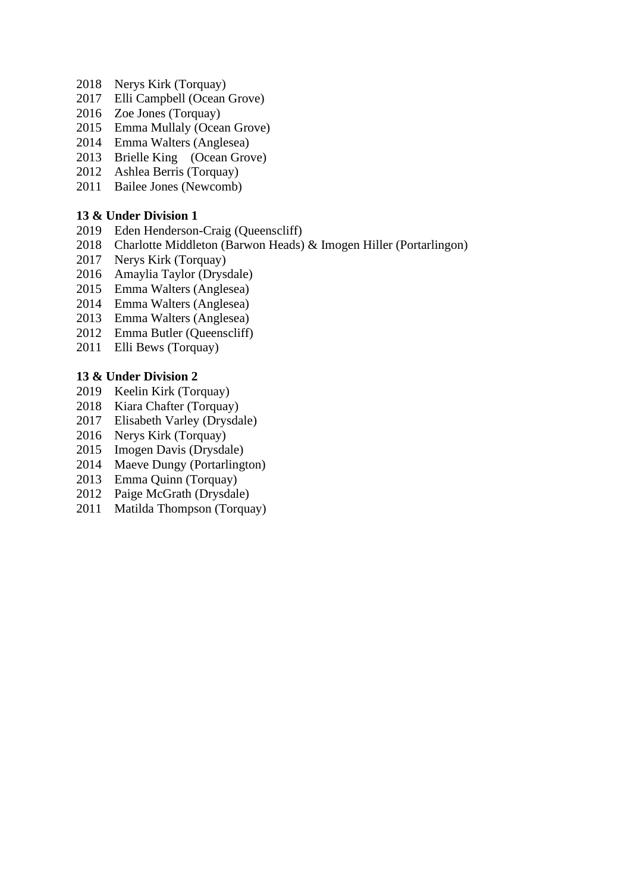2018 Nerys Kirk (Torquay)
2017 Elli Campbell (Ocean Grove)
2016 Zoe Jones (Torquay)
2015 Emma Mullaly (Ocean Grove)
2014 Emma Walters (Anglesea)
2013 Brielle King (Ocean Grove)
2012 Ashlea Berris (Torquay)
2011 Bailee Jones (Newcomb)

**13 & Under Division 1**

2019 Eden Henderson-Craig (Queenscliff)
2018 Charlotte Middleton (Barwon Heads) & Imogen Hiller (Portarlingon)
2017 Nerys Kirk (Torquay)
2016 Amaylia Taylor (Drysdale)
2015 Emma Walters (Anglesea)
2014 Emma Walters (Anglesea)
2013 Emma Walters (Anglesea)
2012 Emma Butler (Queenscliff)
2011 Elli Bews (Torquay)

**13 & Under Division 2**

2019 Keelin Kirk (Torquay)
2018 Kiara Chafter (Torquay)
2017 Elisabeth Varley (Drysdale)
2016 Nerys Kirk (Torquay)
2015 Imogen Davis (Drysdale)
2014 Maeve Dungy (Portarlington)
2013 Emma Quinn (Torquay)
2012 Paige McGrath (Drysdale)
2011 Matilda Thompson (Torquay)